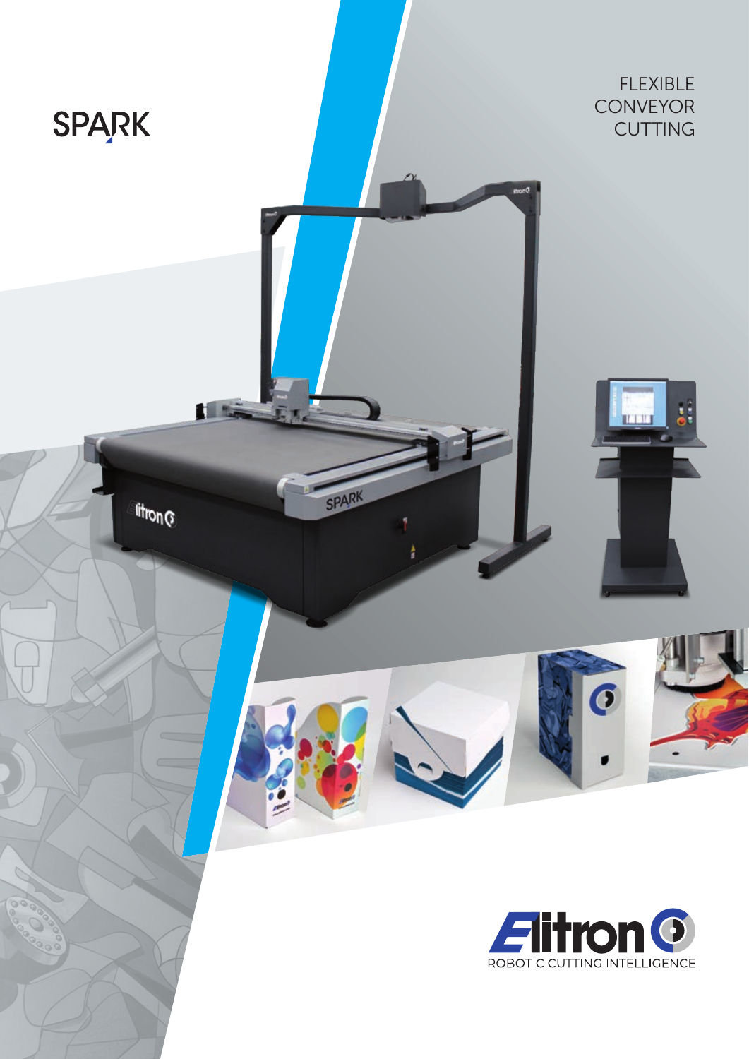# SPARK

FLEXIBLE
CONVEYOR
CUTTING

Elitron

ROBOTIC CUTTING INTELLIGENCE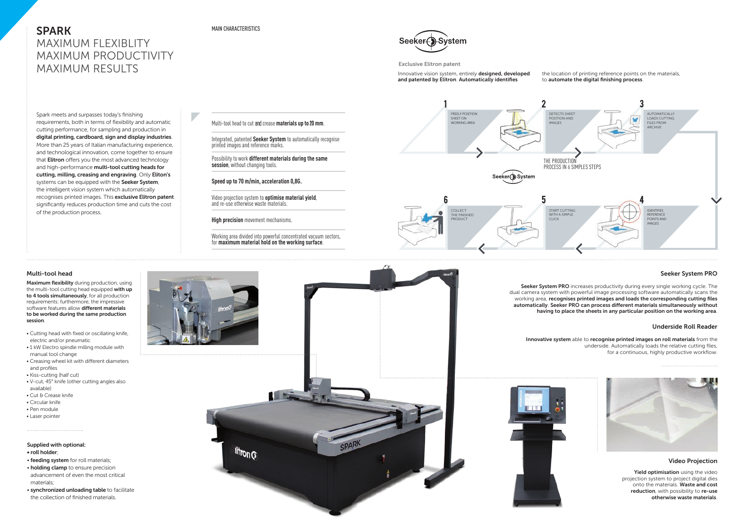# SPARK

## MAXIMUM FLEXIBLITY
## MAXIMUM PRODUCTIVITY
## MAXIMUM RESULTS

Spark meets and surpasses today's finishing requirements, both in terms of flexibility and automatic cutting performance, for sampling and production in **digital printing, cardboard, sign and display industries**. More than 25 years of Italian manufacturing experience, and technological innovation, come together to ensure that **Elitron** offers you the most advanced technology and high-performance **multi-tool cutting heads for cutting, milling, creasing and engraving**. Only **Eliton's** systems can be equipped with the **Seeker System**, the intelligent vision system which automatically recognises printed images. This **exclusive Elitron patent** significantly reduces production time and cuts the cost of the production process.

MAIN CHARACTERISTICS

- Multi-tool head to cut and crease **materials up to 20 mm**.
- Integrated, patented **Seeker System** to automatically recognise printed images and reference marks.
- Possibility to work **different materials during the same session**, without changing tools.
- **Speed up to 70 m/min, acceleration 0,8G.**
- Video projection system to **optimise material yield**, and re-use otherwise waste materials.
- **High precision** movement mechanisms.
- Working area divided into powerful concentrated vacuum sectors, for **maximum material hold on the working surface**.

Seeker System

**Exclusive Elitron patent**

Innovative vision system, entirely **designed, developed and patented by Elitron. Automatically identifies** the location of printing reference points on the materials, to **automate the digital finishing process**.

THE PRODUCTION PROCESS IN 6 SIMPLES STEPS

1. FREELY POSITION SHEET ON WORKING AREA
2. DETECTS SHEET POSITION AND IMAGES
3. AUTOMATICALLY LOADS CUTTING FILES FROM ARCHIVE
4. IDENTIFIES REFERENCE POINTS AND IMAGES
5. START CUTTING WITH A SIMPLE CLICK
6. COLLECT THE FINISHED PRODUCT

### Multi-tool head

**Maximum flexibility** during production, using the multi-tool cutting head equipped **with up to 4 tools simultaneously**, for all production requirements: furthermore, the impressive software features allow **different materials to be worked during the same production session**.

- Cutting head with fixed or oscillating knife, electric and/or pneumatic
- 1 kW Electro spindle milling module with manual tool change
- Creasing wheel kit with different diameters and profiles
- Kiss-cutting (half cut)
- V-cut, 45° knife (other cutting angles also available)
- Cut & Crease knife
- Circular knife
- Pen module
- Laser pointer

**Supplied with optional:**

- **roll holder**;
- **feeding system** for roll materials;
- **holding clamp** to ensure precision advancement of even the most critical materials;
- **synchronized unloading table** to facilitate the collection of finished materials.

### Seeker System PRO

**Seeker System PRO** increases productivity during every single working cycle. The dual camera system with powerful image processing software automatically scans the working area, **recognises printed images and loads the corresponding cutting files automatically**. **Seeker PRO can process different materials simultaneously without having to place the sheets in any particular position on the working area**.

### Underside Roll Reader

**Innovative system** able to **recognise printed images on roll materials** from the underside. Automatically loads the relative cutting files, for a continuous, highly productive workflow.

### Video Projection

**Yield optimisation** using the video projection system to project digital dies onto the materials. **Waste and cost reduction**, with possibility to **re-use otherwise waste materials**.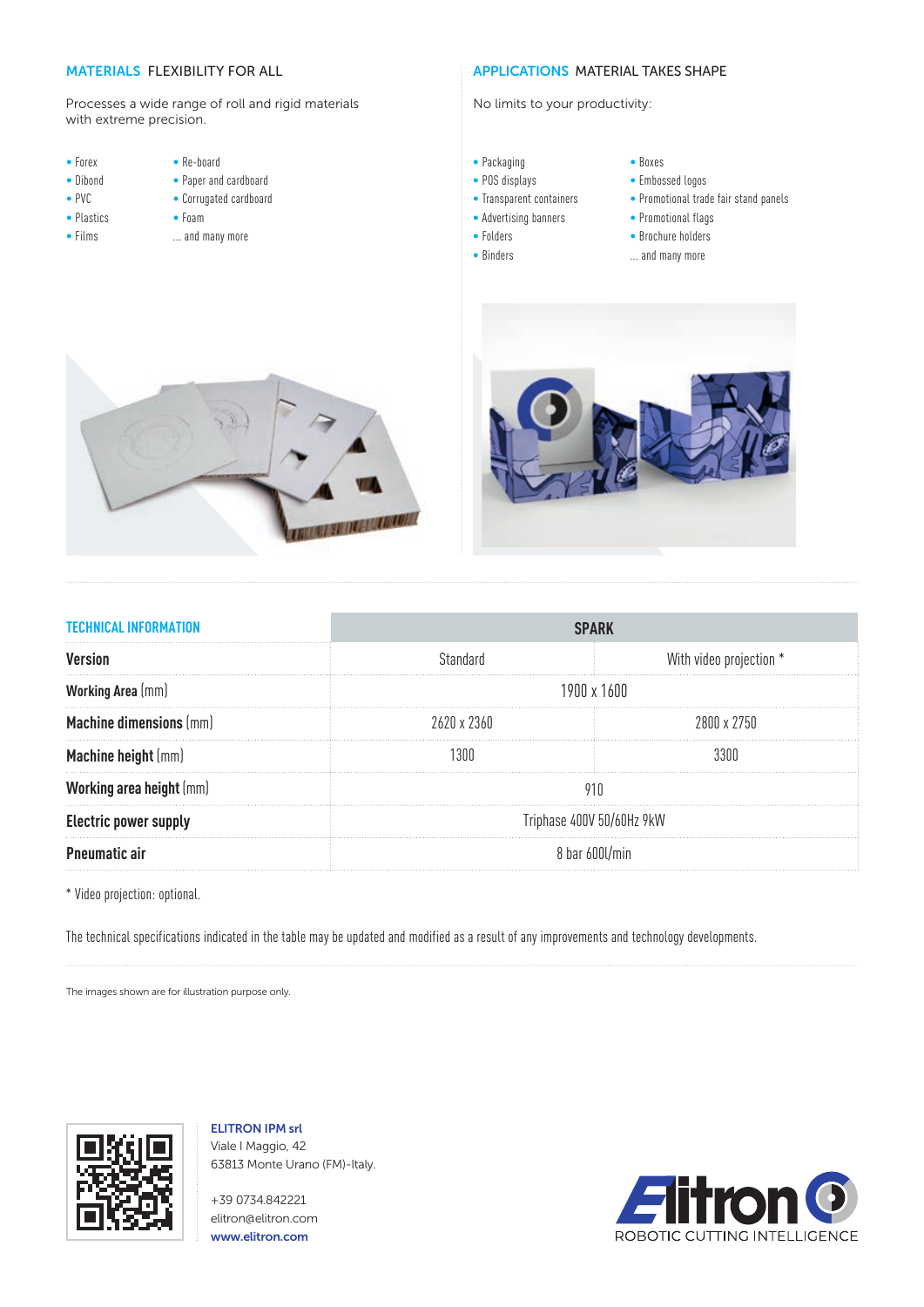## MATERIALS FLEXIBILITY FOR ALL

Processes a wide range of roll and rigid materials with extreme precision.

- Forex
- Dibond
- PVC
- Plastics
- Films
- Re-board
- Paper and cardboard
- Corrugated cardboard
- Foam

... and many more

## APPLICATIONS MATERIAL TAKES SHAPE

No limits to your productivity:

- Packaging
- POS displays
- Transparent containers
- Advertising banners
- Folders
- Binders
- Boxes
- Embossed logos
- Promotional trade fair stand panels
- Promotional flags
- Brochure holders

... and many more

| TECHNICAL INFORMATION | SPARK | |
|---|---|---|
| **Version** | Standard | With video projection * |
| **Working Area** (mm) | 1900 x 1600 | |
| **Machine dimensions** (mm) | 2620 x 2360 | 2800 x 2750 |
| **Machine height** (mm) | 1300 | 3300 |
| **Working area height** (mm) | 910 | |
| **Electric power supply** | Triphase 400V 50/60Hz 9kW | |
| **Pneumatic air** | 8 bar 600l/min | |

* Video projection: optional.

The technical specifications indicated in the table may be updated and modified as a result of any improvements and technology developments.

The images shown are for illustration purpose only.

**ELITRON IPM srl**
Viale I Maggio, 42
63813 Monte Urano (FM)-Italy.

+39 0734.842221
elitron@elitron.com
www.elitron.com

Elitron
ROBOTIC CUTTING INTELLIGENCE